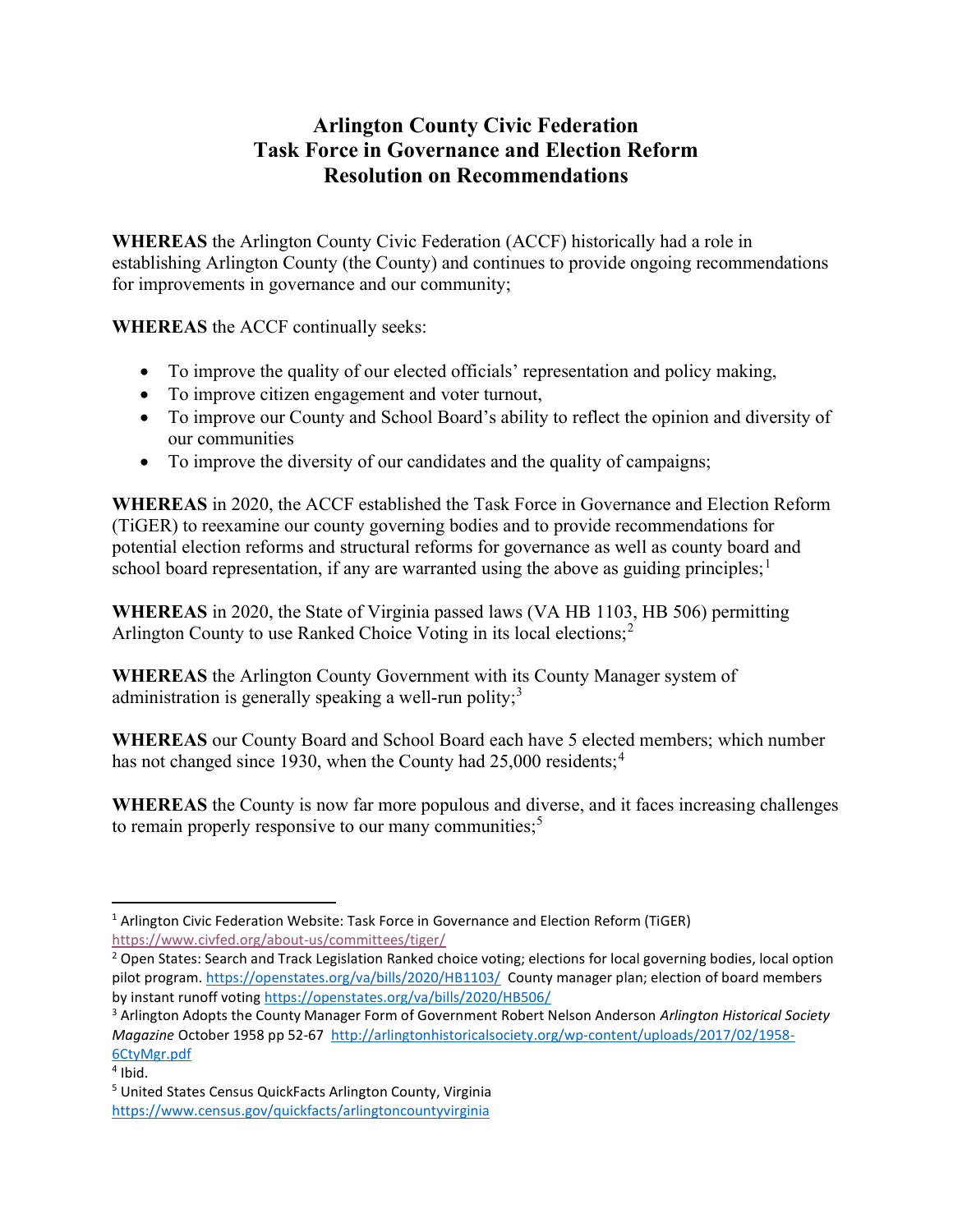# Arlington County Civic Federation
# Task Force in Governance and Election Reform
# Resolution on Recommendations

**WHEREAS** the Arlington County Civic Federation (ACCF) historically had a role in establishing Arlington County (the County) and continues to provide ongoing recommendations for improvements in governance and our community;

**WHEREAS** the ACCF continually seeks:

- To improve the quality of our elected officials' representation and policy making,
- To improve citizen engagement and voter turnout,
- To improve our County and School Board's ability to reflect the opinion and diversity of our communities
- To improve the diversity of our candidates and the quality of campaigns;

**WHEREAS** in 2020, the ACCF established the Task Force in Governance and Election Reform (TiGER) to reexamine our county governing bodies and to provide recommendations for potential election reforms and structural reforms for governance as well as county board and school board representation, if any are warranted using the above as guiding principles;[1]

**WHEREAS** in 2020, the State of Virginia passed laws (VA HB 1103, HB 506) permitting Arlington County to use Ranked Choice Voting in its local elections;[2]

**WHEREAS** the Arlington County Government with its County Manager system of administration is generally speaking a well-run polity;[3]

**WHEREAS** our County Board and School Board each have 5 elected members; which number has not changed since 1930, when the County had 25,000 residents;[4]

**WHEREAS** the County is now far more populous and diverse, and it faces increasing challenges to remain properly responsive to our many communities;[5]

---

[1] Arlington Civic Federation Website: Task Force in Governance and Election Reform (TiGER) https://www.civfed.org/about-us/committees/tiger/

[2] Open States: Search and Track Legislation Ranked choice voting; elections for local governing bodies, local option pilot program. https://openstates.org/va/bills/2020/HB1103/ County manager plan; election of board members by instant runoff voting https://openstates.org/va/bills/2020/HB506/

[3] Arlington Adopts the County Manager Form of Government Robert Nelson Anderson *Arlington Historical Society Magazine* October 1958 pp 52-67 http://arlingtonhistoricalsociety.org/wp-content/uploads/2017/02/1958-6CtyMgr.pdf

[4] Ibid.

[5] United States Census QuickFacts Arlington County, Virginia https://www.census.gov/quickfacts/arlingtoncountyvirginia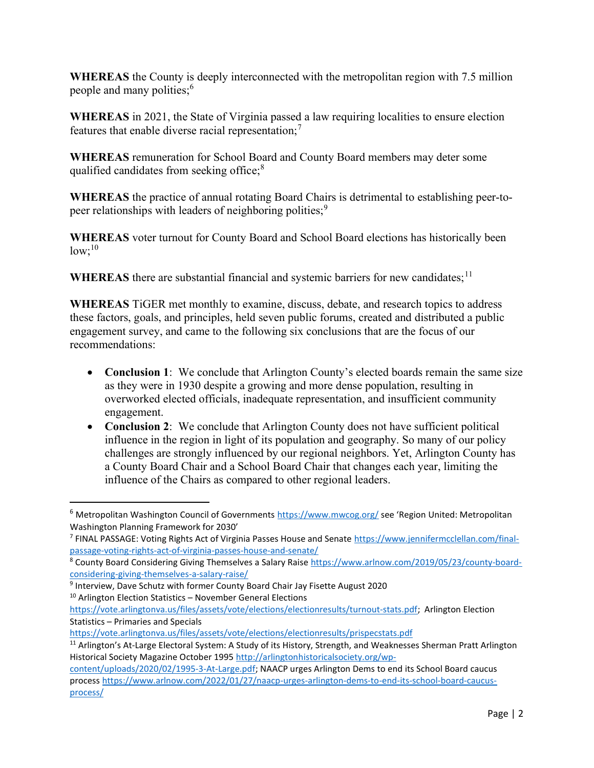**WHEREAS** the County is deeply interconnected with the metropolitan region with 7.5 million people and many polities;[6]

**WHEREAS** in 2021, the State of Virginia passed a law requiring localities to ensure election features that enable diverse racial representation;[7]

**WHEREAS** remuneration for School Board and County Board members may deter some qualified candidates from seeking office;[8]

**WHEREAS** the practice of annual rotating Board Chairs is detrimental to establishing peer-to-peer relationships with leaders of neighboring polities;[9]

**WHEREAS** voter turnout for County Board and School Board elections has historically been low;[10]

**WHEREAS** there are substantial financial and systemic barriers for new candidates;[11]

**WHEREAS** TiGER met monthly to examine, discuss, debate, and research topics to address these factors, goals, and principles, held seven public forums, created and distributed a public engagement survey, and came to the following six conclusions that are the focus of our recommendations:

- **Conclusion 1**: We conclude that Arlington County's elected boards remain the same size as they were in 1930 despite a growing and more dense population, resulting in overworked elected officials, inadequate representation, and insufficient community engagement.
- **Conclusion 2**: We conclude that Arlington County does not have sufficient political influence in the region in light of its population and geography. So many of our policy challenges are strongly influenced by our regional neighbors. Yet, Arlington County has a County Board Chair and a School Board Chair that changes each year, limiting the influence of the Chairs as compared to other regional leaders.

---

[6] Metropolitan Washington Council of Governments https://www.mwcog.org/ see 'Region United: Metropolitan Washington Planning Framework for 2030'

[7] FINAL PASSAGE: Voting Rights Act of Virginia Passes House and Senate https://www.jennifermcclellan.com/final-passage-voting-rights-act-of-virginia-passes-house-and-senate/

[8] County Board Considering Giving Themselves a Salary Raise https://www.arlnow.com/2019/05/23/county-board-considering-giving-themselves-a-salary-raise/

[9] Interview, Dave Schutz with former County Board Chair Jay Fisette August 2020

[10] Arlington Election Statistics – November General Elections https://vote.arlingtonva.us/files/assets/vote/elections/electionresults/turnout-stats.pdf; Arlington Election Statistics – Primaries and Specials https://vote.arlingtonva.us/files/assets/vote/elections/electionresults/prispecstats.pdf

[11] Arlington's At-Large Electoral System: A Study of its History, Strength, and Weaknesses Sherman Pratt Arlington Historical Society Magazine October 1995 http://arlingtonhistoricalsociety.org/wp-content/uploads/2020/02/1995-3-At-Large.pdf; NAACP urges Arlington Dems to end its School Board caucus process https://www.arlnow.com/2022/01/27/naacp-urges-arlington-dems-to-end-its-school-board-caucus-process/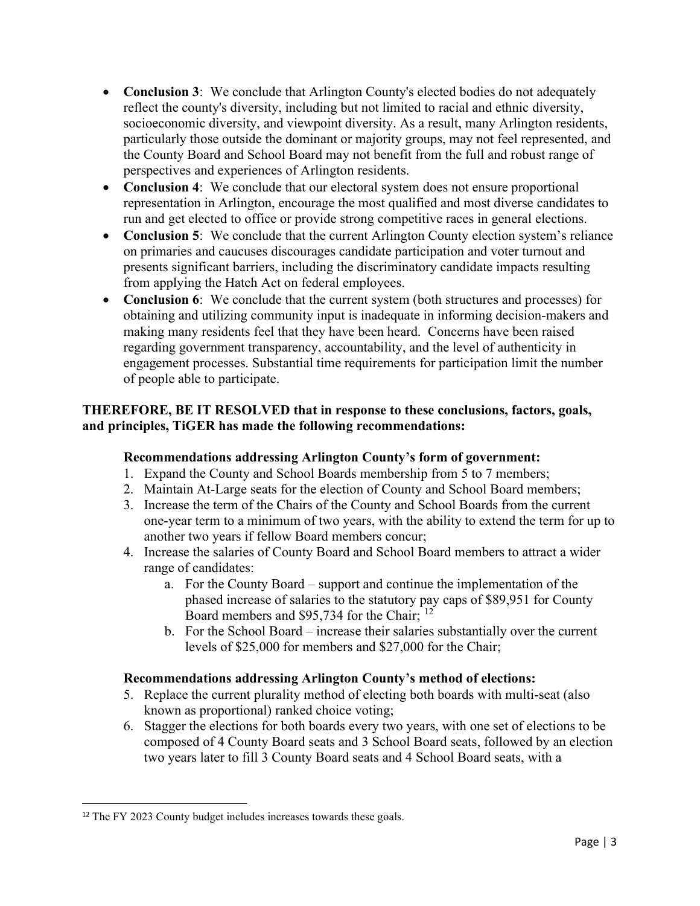- **Conclusion 3**: We conclude that Arlington County's elected bodies do not adequately reflect the county's diversity, including but not limited to racial and ethnic diversity, socioeconomic diversity, and viewpoint diversity. As a result, many Arlington residents, particularly those outside the dominant or majority groups, may not feel represented, and the County Board and School Board may not benefit from the full and robust range of perspectives and experiences of Arlington residents.
- **Conclusion 4**: We conclude that our electoral system does not ensure proportional representation in Arlington, encourage the most qualified and most diverse candidates to run and get elected to office or provide strong competitive races in general elections.
- **Conclusion 5**: We conclude that the current Arlington County election system's reliance on primaries and caucuses discourages candidate participation and voter turnout and presents significant barriers, including the discriminatory candidate impacts resulting from applying the Hatch Act on federal employees.
- **Conclusion 6**: We conclude that the current system (both structures and processes) for obtaining and utilizing community input is inadequate in informing decision-makers and making many residents feel that they have been heard. Concerns have been raised regarding government transparency, accountability, and the level of authenticity in engagement processes. Substantial time requirements for participation limit the number of people able to participate.

**THEREFORE, BE IT RESOLVED that in response to these conclusions, factors, goals, and principles, TiGER has made the following recommendations:**

**Recommendations addressing Arlington County's form of government:**

1. Expand the County and School Boards membership from 5 to 7 members;
2. Maintain At-Large seats for the election of County and School Board members;
3. Increase the term of the Chairs of the County and School Boards from the current one-year term to a minimum of two years, with the ability to extend the term for up to another two years if fellow Board members concur;
4. Increase the salaries of County Board and School Board members to attract a wider range of candidates:
    a. For the County Board – support and continue the implementation of the phased increase of salaries to the statutory pay caps of $89,951 for County Board members and $95,734 for the Chair; [12]
    b. For the School Board – increase their salaries substantially over the current levels of $25,000 for members and $27,000 for the Chair;

**Recommendations addressing Arlington County's method of elections:**

5. Replace the current plurality method of electing both boards with multi-seat (also known as proportional) ranked choice voting;
6. Stagger the elections for both boards every two years, with one set of elections to be composed of 4 County Board seats and 3 School Board seats, followed by an election two years later to fill 3 County Board seats and 4 School Board seats, with a

---

[12] The FY 2023 County budget includes increases towards these goals.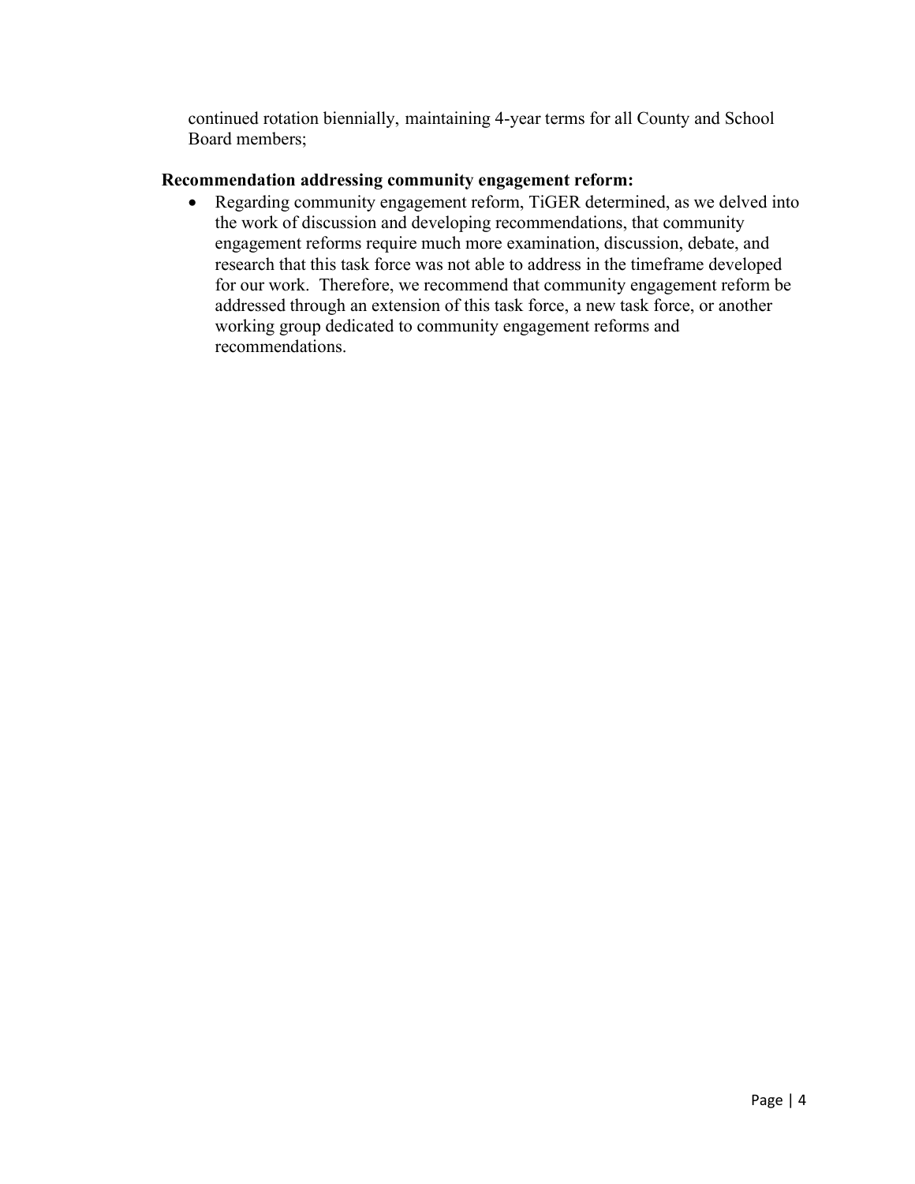continued rotation biennially, maintaining 4-year terms for all County and School Board members;

**Recommendation addressing community engagement reform:**

- Regarding community engagement reform, TiGER determined, as we delved into the work of discussion and developing recommendations, that community engagement reforms require much more examination, discussion, debate, and research that this task force was not able to address in the timeframe developed for our work. Therefore, we recommend that community engagement reform be addressed through an extension of this task force, a new task force, or another working group dedicated to community engagement reforms and recommendations.